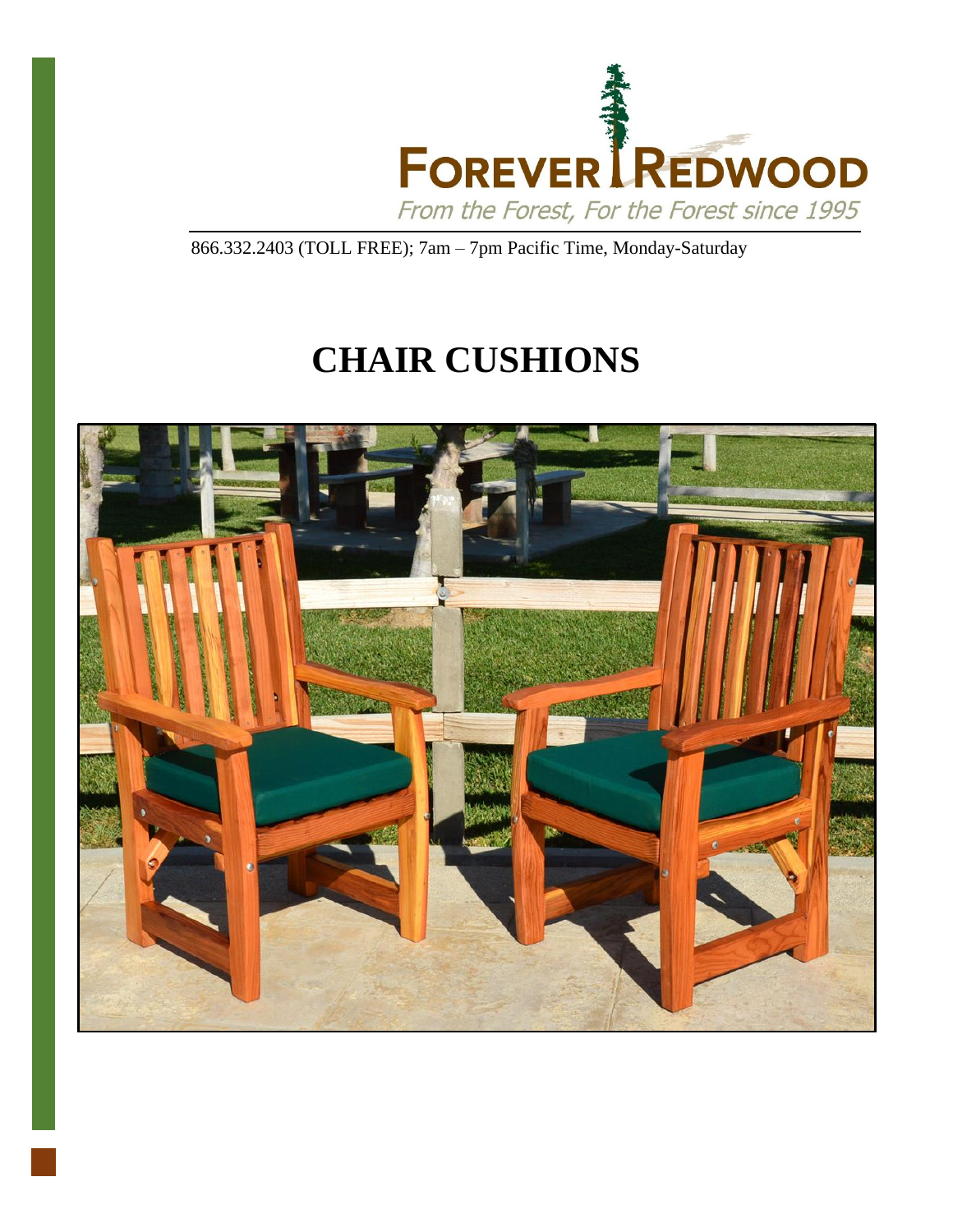FOREVER REDWOOD

*From the Forest, For the Forest since 1995*

866.332.2403 (TOLL FREE); 7am – 7pm Pacific Time, Monday-Saturday

# CHAIR CUSHIONS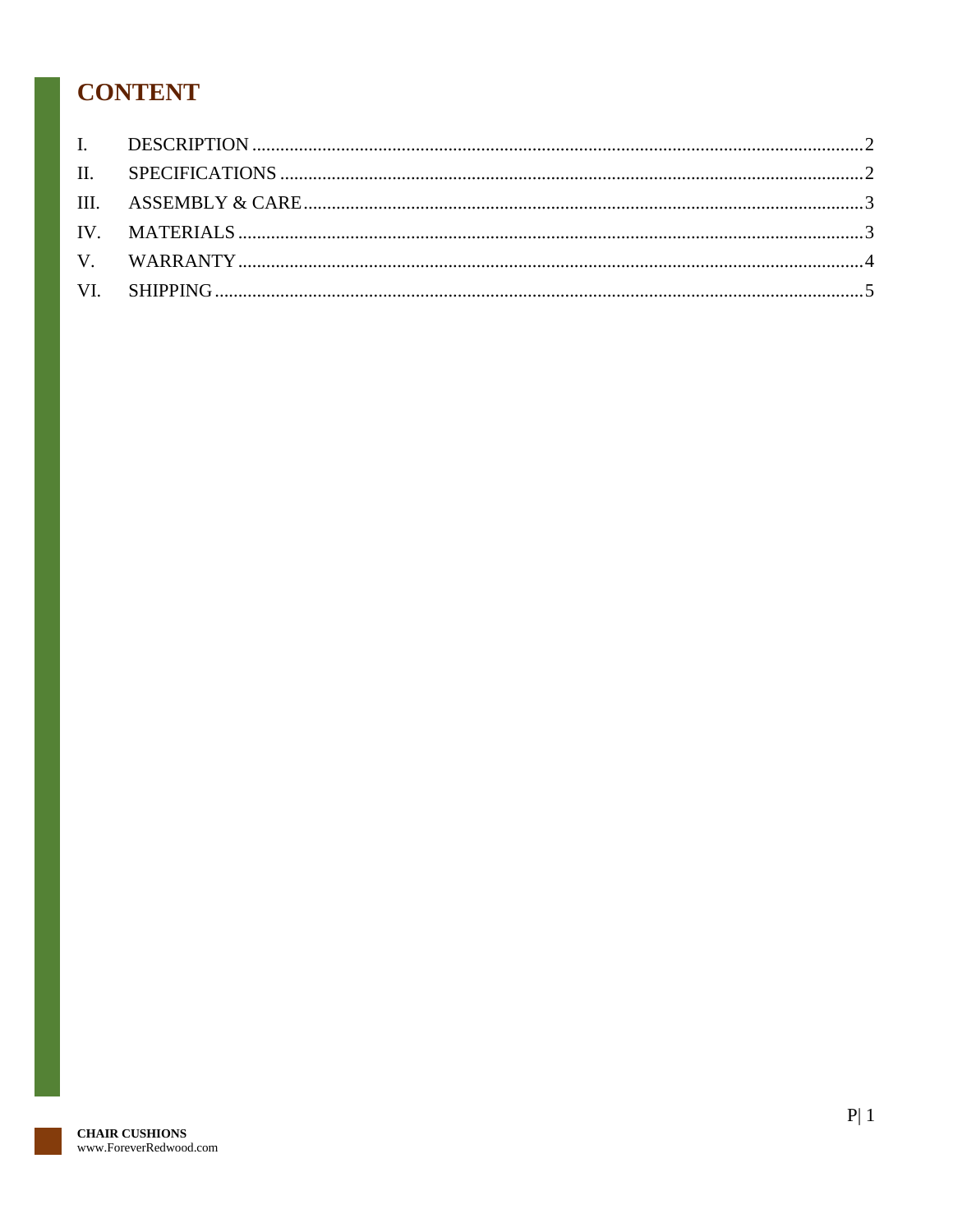# CONTENT

I. DESCRIPTION .......... 2
II. SPECIFICATIONS .......... 2
III. ASSEMBLY & CARE .......... 3
IV. MATERIALS .......... 3
V. WARRANTY .......... 4
VI. SHIPPING .......... 5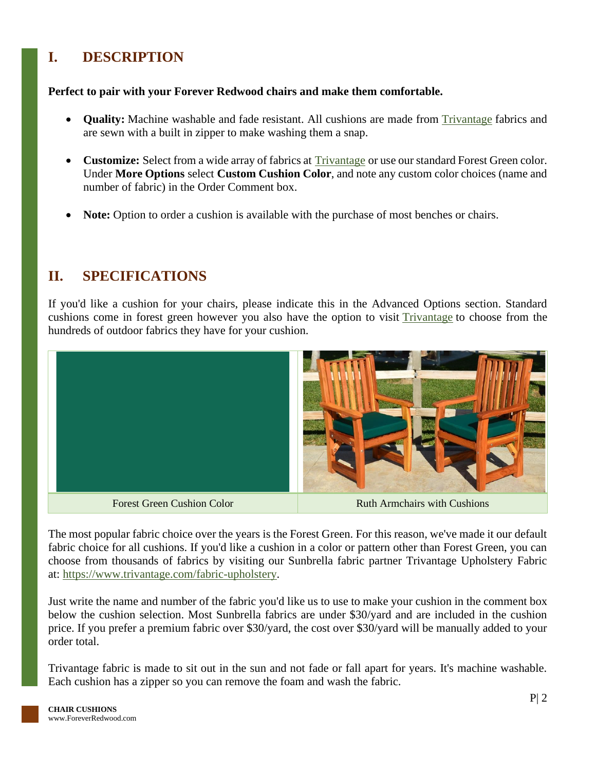## I. DESCRIPTION

**Perfect to pair with your Forever Redwood chairs and make them comfortable.**

- **Quality:** Machine washable and fade resistant. All cushions are made from Trivantage fabrics and are sewn with a built in zipper to make washing them a snap.
- **Customize:** Select from a wide array of fabrics at Trivantage or use our standard Forest Green color. Under **More Options** select **Custom Cushion Color**, and note any custom color choices (name and number of fabric) in the Order Comment box.
- **Note:** Option to order a cushion is available with the purchase of most benches or chairs.

## II. SPECIFICATIONS

If you'd like a cushion for your chairs, please indicate this in the Advanced Options section. Standard cushions come in forest green however you also have the option to visit Trivantage to choose from the hundreds of outdoor fabrics they have for your cushion.

| Forest Green Cushion Color | Ruth Armchairs with Cushions |
| --- | --- |

The most popular fabric choice over the years is the Forest Green. For this reason, we've made it our default fabric choice for all cushions. If you'd like a cushion in a color or pattern other than Forest Green, you can choose from thousands of fabrics by visiting our Sunbrella fabric partner Trivantage Upholstery Fabric at: https://www.trivantage.com/fabric-upholstery.

Just write the name and number of the fabric you'd like us to use to make your cushion in the comment box below the cushion selection. Most Sunbrella fabrics are under $30/yard and are included in the cushion price. If you prefer a premium fabric over $30/yard, the cost over $30/yard will be manually added to your order total.

Trivantage fabric is made to sit out in the sun and not fade or fall apart for years. It's machine washable. Each cushion has a zipper so you can remove the foam and wash the fabric.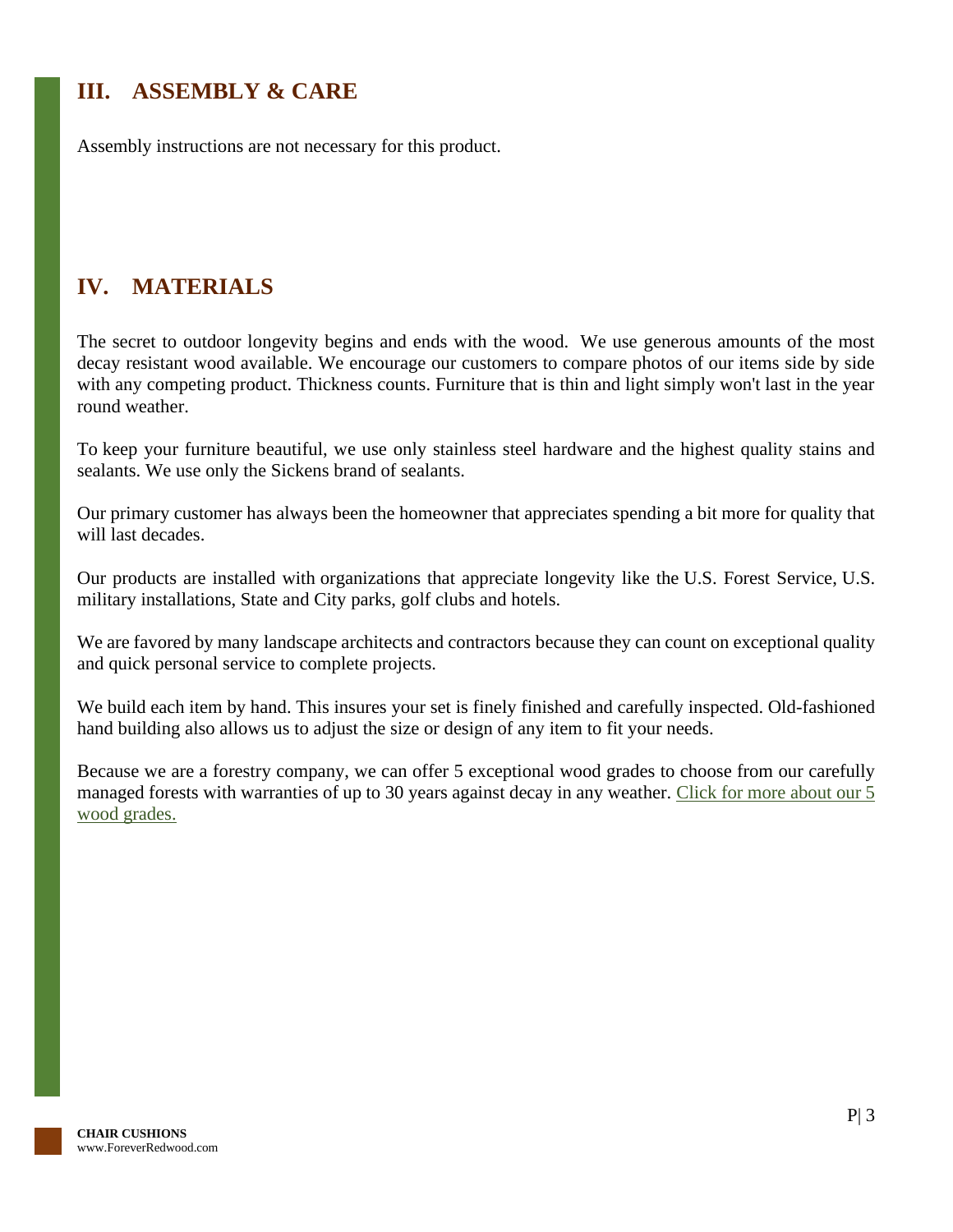## III. ASSEMBLY & CARE

Assembly instructions are not necessary for this product.

## IV. MATERIALS

The secret to outdoor longevity begins and ends with the wood. We use generous amounts of the most decay resistant wood available. We encourage our customers to compare photos of our items side by side with any competing product. Thickness counts. Furniture that is thin and light simply won't last in the year round weather.

To keep your furniture beautiful, we use only stainless steel hardware and the highest quality stains and sealants. We use only the Sickens brand of sealants.

Our primary customer has always been the homeowner that appreciates spending a bit more for quality that will last decades.

Our products are installed with organizations that appreciate longevity like the U.S. Forest Service, U.S. military installations, State and City parks, golf clubs and hotels.

We are favored by many landscape architects and contractors because they can count on exceptional quality and quick personal service to complete projects.

We build each item by hand. This insures your set is finely finished and carefully inspected. Old-fashioned hand building also allows us to adjust the size or design of any item to fit your needs.

Because we are a forestry company, we can offer 5 exceptional wood grades to choose from our carefully managed forests with warranties of up to 30 years against decay in any weather. Click for more about our 5 wood grades.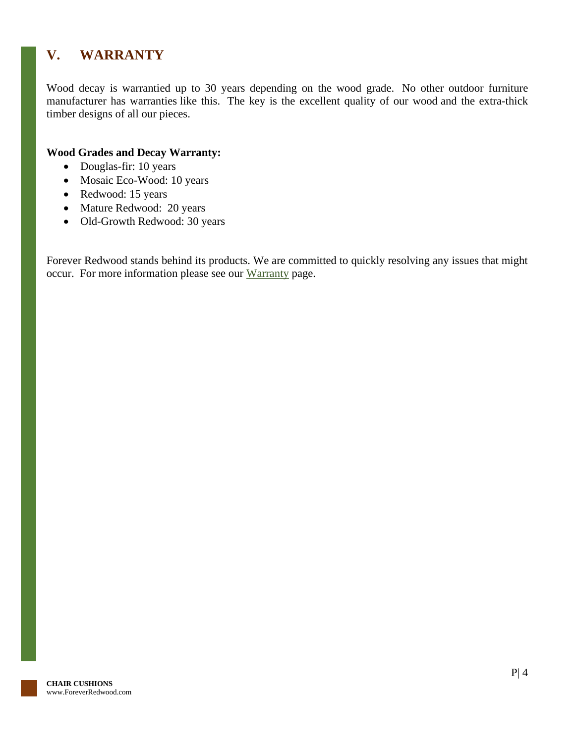## V. WARRANTY

Wood decay is warrantied up to 30 years depending on the wood grade. No other outdoor furniture manufacturer has warranties like this. The key is the excellent quality of our wood and the extra-thick timber designs of all our pieces.

**Wood Grades and Decay Warranty:**

- Douglas-fir: 10 years
- Mosaic Eco-Wood: 10 years
- Redwood: 15 years
- Mature Redwood: 20 years
- Old-Growth Redwood: 30 years

Forever Redwood stands behind its products. We are committed to quickly resolving any issues that might occur. For more information please see our Warranty page.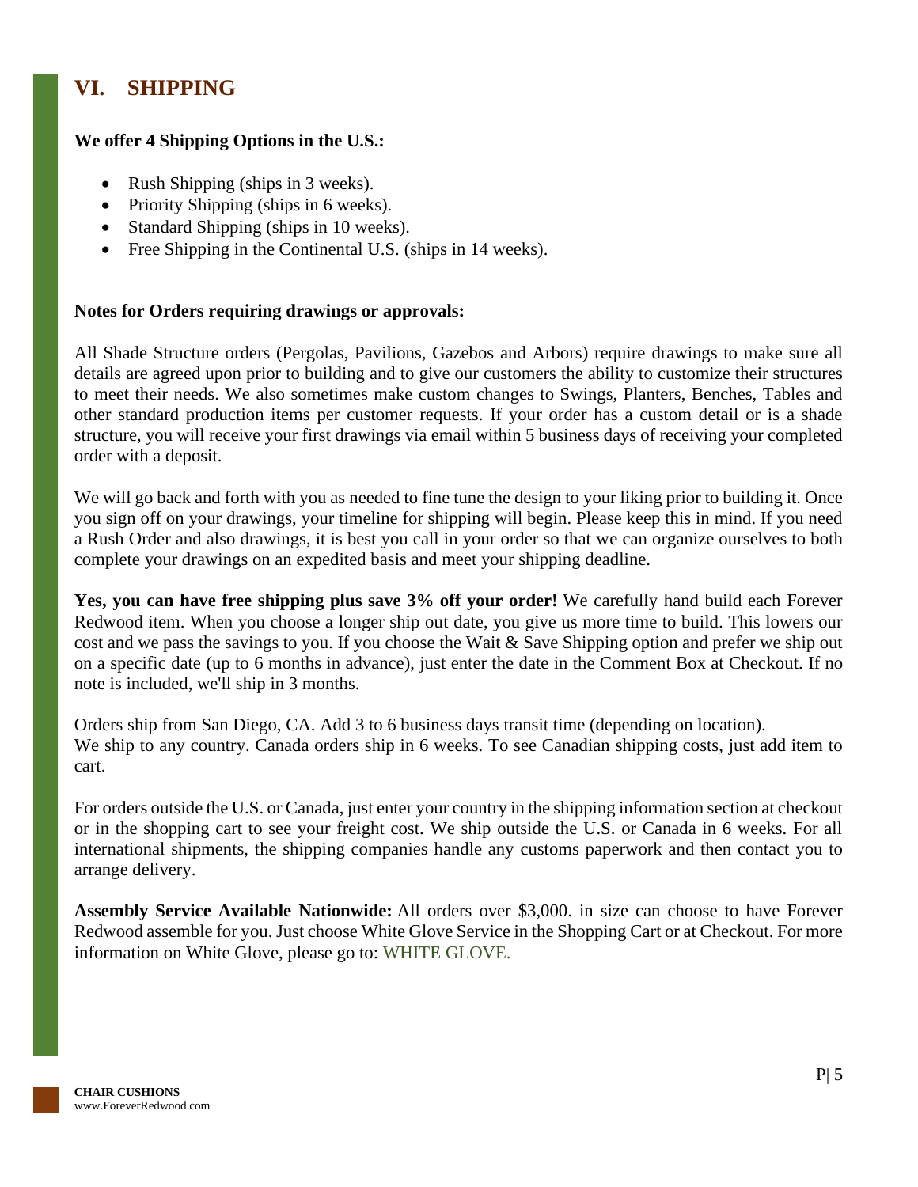## VI. SHIPPING

**We offer 4 Shipping Options in the U.S.:**

- Rush Shipping (ships in 3 weeks).
- Priority Shipping (ships in 6 weeks).
- Standard Shipping (ships in 10 weeks).
- Free Shipping in the Continental U.S. (ships in 14 weeks).

**Notes for Orders requiring drawings or approvals:**

All Shade Structure orders (Pergolas, Pavilions, Gazebos and Arbors) require drawings to make sure all details are agreed upon prior to building and to give our customers the ability to customize their structures to meet their needs. We also sometimes make custom changes to Swings, Planters, Benches, Tables and other standard production items per customer requests. If your order has a custom detail or is a shade structure, you will receive your first drawings via email within 5 business days of receiving your completed order with a deposit.

We will go back and forth with you as needed to fine tune the design to your liking prior to building it. Once you sign off on your drawings, your timeline for shipping will begin. Please keep this in mind. If you need a Rush Order and also drawings, it is best you call in your order so that we can organize ourselves to both complete your drawings on an expedited basis and meet your shipping deadline.

**Yes, you can have free shipping plus save 3% off your order!** We carefully hand build each Forever Redwood item. When you choose a longer ship out date, you give us more time to build. This lowers our cost and we pass the savings to you. If you choose the Wait & Save Shipping option and prefer we ship out on a specific date (up to 6 months in advance), just enter the date in the Comment Box at Checkout. If no note is included, we'll ship in 3 months.

Orders ship from San Diego, CA. Add 3 to 6 business days transit time (depending on location).
We ship to any country. Canada orders ship in 6 weeks. To see Canadian shipping costs, just add item to cart.

For orders outside the U.S. or Canada, just enter your country in the shipping information section at checkout or in the shopping cart to see your freight cost. We ship outside the U.S. or Canada in 6 weeks. For all international shipments, the shipping companies handle any customs paperwork and then contact you to arrange delivery.

**Assembly Service Available Nationwide:** All orders over $3,000. in size can choose to have Forever Redwood assemble for you. Just choose White Glove Service in the Shopping Cart or at Checkout. For more information on White Glove, please go to: WHITE GLOVE.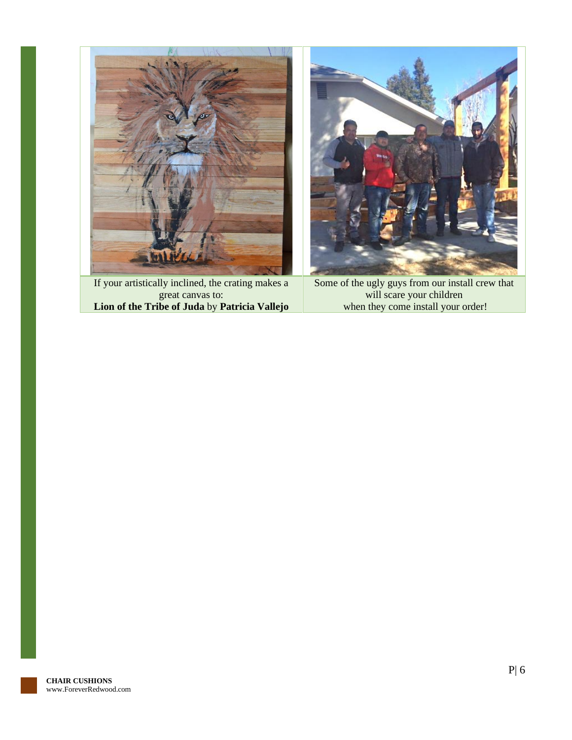If your artistically inclined, the crating makes a great canvas to:
**Lion of the Tribe of Juda** by **Patricia Vallejo**

Some of the ugly guys from our install crew that will scare your children
when they come install your order!